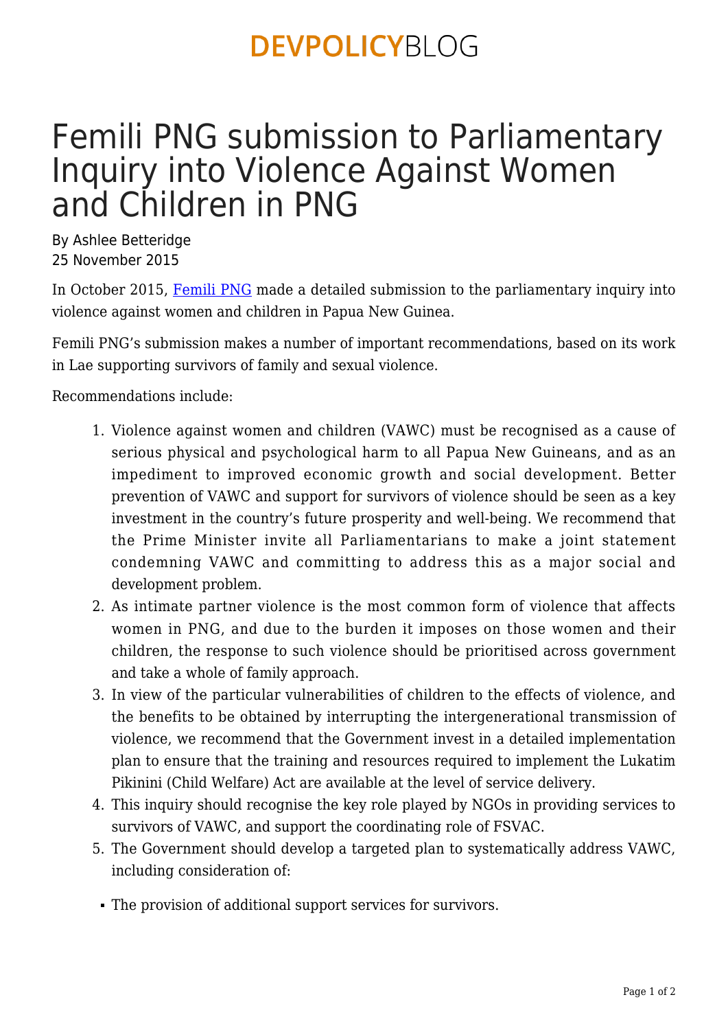DEVPOLICYBLOG

# Femili PNG submission to Parliamentary Inquiry into Violence Against Women and Children in PNG

By Ashlee Betteridge
25 November 2015

In October 2015, [Femili PNG] made a detailed submission to the parliamentary inquiry into violence against women and children in Papua New Guinea.

Femili PNG's submission makes a number of important recommendations, based on its work in Lae supporting survivors of family and sexual violence.

Recommendations include:

1. Violence against women and children (VAWC) must be recognised as a cause of serious physical and psychological harm to all Papua New Guineans, and as an impediment to improved economic growth and social development. Better prevention of VAWC and support for survivors of violence should be seen as a key investment in the country's future prosperity and well-being. We recommend that the Prime Minister invite all Parliamentarians to make a joint statement condemning VAWC and committing to address this as a major social and development problem.
2. As intimate partner violence is the most common form of violence that affects women in PNG, and due to the burden it imposes on those women and their children, the response to such violence should be prioritised across government and take a whole of family approach.
3. In view of the particular vulnerabilities of children to the effects of violence, and the benefits to be obtained by interrupting the intergenerational transmission of violence, we recommend that the Government invest in a detailed implementation plan to ensure that the training and resources required to implement the Lukatim Pikinini (Child Welfare) Act are available at the level of service delivery.
4. This inquiry should recognise the key role played by NGOs in providing services to survivors of VAWC, and support the coordinating role of FSVAC.
5. The Government should develop a targeted plan to systematically address VAWC, including consideration of:

- The provision of additional support services for survivors.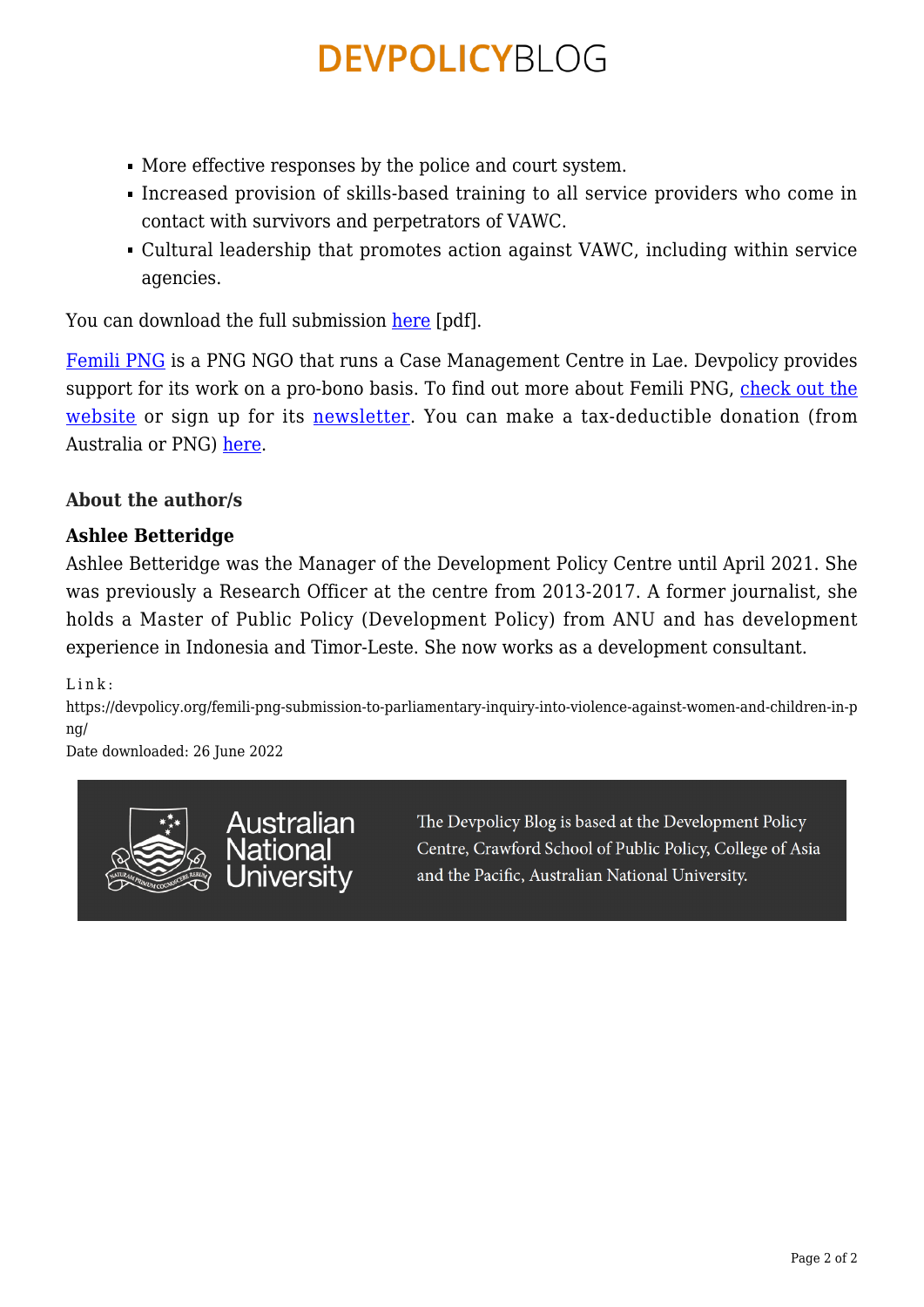- More effective responses by the police and court system.
- Increased provision of skills-based training to all service providers who come in contact with survivors and perpetrators of VAWC.
- Cultural leadership that promotes action against VAWC, including within service agencies.

You can download the full submission here [pdf].

Femili PNG is a PNG NGO that runs a Case Management Centre in Lae. Devpolicy provides support for its work on a pro-bono basis. To find out more about Femili PNG, check out the website or sign up for its newsletter. You can make a tax-deductible donation (from Australia or PNG) here.

### About the author/s

**Ashlee Betteridge**
Ashlee Betteridge was the Manager of the Development Policy Centre until April 2021. She was previously a Research Officer at the centre from 2013-2017. A former journalist, she holds a Master of Public Policy (Development Policy) from ANU and has development experience in Indonesia and Timor-Leste. She now works as a development consultant.

Link:
https://devpolicy.org/femili-png-submission-to-parliamentary-inquiry-into-violence-against-women-and-children-in-png/
Date downloaded: 26 June 2022

Australian National University

The Devpolicy Blog is based at the Development Policy Centre, Crawford School of Public Policy, College of Asia and the Pacific, Australian National University.